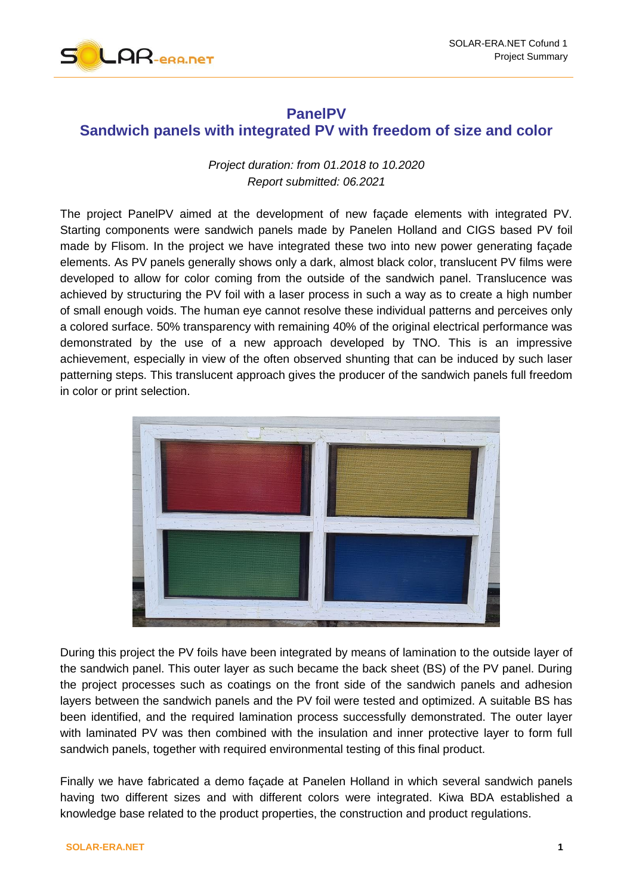# PanelPV

## Sandwich panels with integrated PV with freedom of size and color

*Project duration: from 01.2018 to 10.2020*
*Report submitted: 06.2021*

The project PanelPV aimed at the development of new façade elements with integrated PV. Starting components were sandwich panels made by Panelen Holland and CIGS based PV foil made by Flisom. In the project we have integrated these two into new power generating façade elements. As PV panels generally shows only a dark, almost black color, translucent PV films were developed to allow for color coming from the outside of the sandwich panel. Translucence was achieved by structuring the PV foil with a laser process in such a way as to create a high number of small enough voids. The human eye cannot resolve these individual patterns and perceives only a colored surface. 50% transparency with remaining 40% of the original electrical performance was demonstrated by the use of a new approach developed by TNO. This is an impressive achievement, especially in view of the often observed shunting that can be induced by such laser patterning steps. This translucent approach gives the producer of the sandwich panels full freedom in color or print selection.

During this project the PV foils have been integrated by means of lamination to the outside layer of the sandwich panel. This outer layer as such became the back sheet (BS) of the PV panel. During the project processes such as coatings on the front side of the sandwich panels and adhesion layers between the sandwich panels and the PV foil were tested and optimized. A suitable BS has been identified, and the required lamination process successfully demonstrated. The outer layer with laminated PV was then combined with the insulation and inner protective layer to form full sandwich panels, together with required environmental testing of this final product.

Finally we have fabricated a demo façade at Panelen Holland in which several sandwich panels having two different sizes and with different colors were integrated. Kiwa BDA established a knowledge base related to the product properties, the construction and product regulations.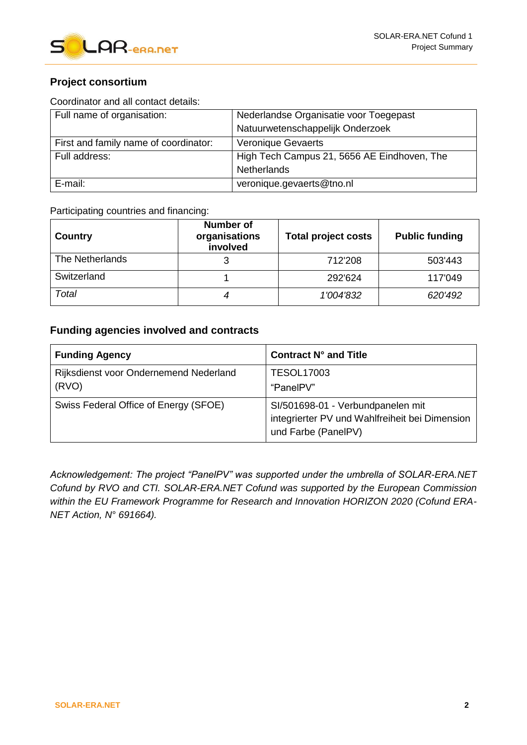## Project consortium

Coordinator and all contact details:

| | |
|---|---|
| Full name of organisation: | Nederlandse Organisatie voor Toegepast Natuurwetenschappelijk Onderzoek |
| First and family name of coordinator: | Veronique Gevaerts |
| Full address: | High Tech Campus 21, 5656 AE Eindhoven, The Netherlands |
| E-mail: | veronique.gevaerts@tno.nl |

Participating countries and financing:

| Country | Number of organisations involved | Total project costs | Public funding |
|---|---|---|---|
| The Netherlands | 3 | 712'208 | 503'443 |
| Switzerland | 1 | 292'624 | 117'049 |
| *Total* | *4* | *1'004'832* | *620'492* |

## Funding agencies involved and contracts

| Funding Agency | Contract N° and Title |
|---|---|
| Rijksdienst voor Ondernemend Nederland (RVO) | TESOL17003 "PanelPV" |
| Swiss Federal Office of Energy (SFOE) | SI/501698-01 - Verbundpanelen mit integrierter PV und Wahlfreiheit bei Dimension und Farbe (PanelPV) |

*Acknowledgement: The project "PanelPV" was supported under the umbrella of SOLAR-ERA.NET Cofund by RVO and CTI. SOLAR-ERA.NET Cofund was supported by the European Commission within the EU Framework Programme for Research and Innovation HORIZON 2020 (Cofund ERA-NET Action, N° 691664).*